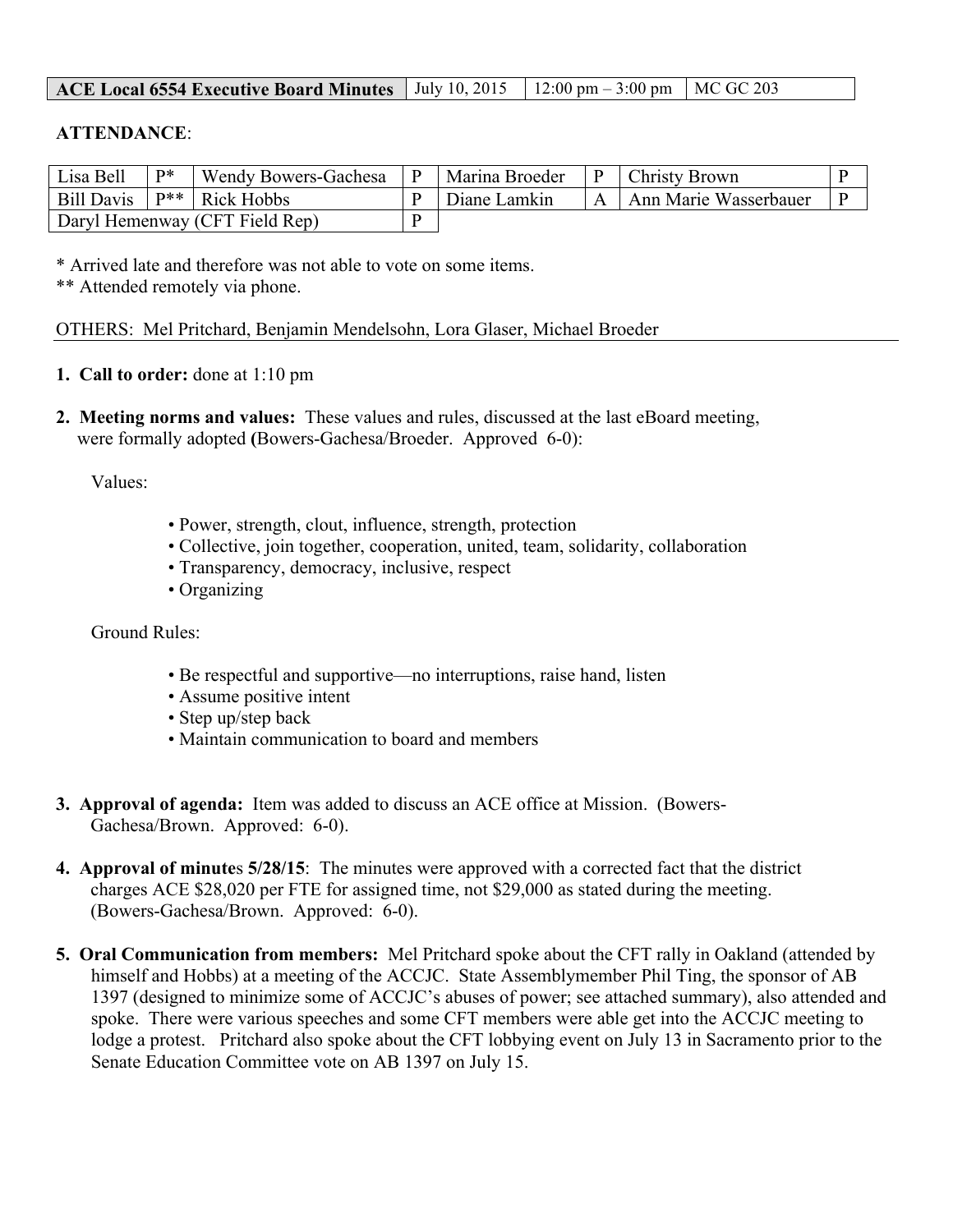| ACE Local 6554 Executive Board Minutes | July 10, 2015 | 12:00 pm – 3:00 pm | MC GC 203 |
|---|---|---|---|

**ATTENDANCE**:

| Lisa Bell | P* | Wendy Bowers-Gachesa | P | Marina Broeder | P | Christy Brown | P |
|---|---|---|---|---|---|---|---|
| Bill Davis | P** | Rick Hobbs | P | Diane Lamkin | A | Ann Marie Wasserbauer | P |
| Daryl Hemenway (CFT Field Rep) | | | P | | | | |

\* Arrived late and therefore was not able to vote on some items.
** Attended remotely via phone.

OTHERS: Mel Pritchard, Benjamin Mendelsohn, Lora Glaser, Michael Broeder

1. **Call to order:** done at 1:10 pm

2. **Meeting norms and values:** These values and rules, discussed at the last eBoard meeting, were formally adopted **(**Bowers-Gachesa/Broeder. Approved 6-0):

   Values:

   - Power, strength, clout, influence, strength, protection
   - Collective, join together, cooperation, united, team, solidarity, collaboration
   - Transparency, democracy, inclusive, respect
   - Organizing

   Ground Rules:

   - Be respectful and supportive—no interruptions, raise hand, listen
   - Assume positive intent
   - Step up/step back
   - Maintain communication to board and members

3. **Approval of agenda:** Item was added to discuss an ACE office at Mission. (Bowers-Gachesa/Brown. Approved: 6-0).

4. **Approval of minute**s **5/28/15**: The minutes were approved with a corrected fact that the district charges ACE $28,020 per FTE for assigned time, not $29,000 as stated during the meeting. (Bowers-Gachesa/Brown. Approved: 6-0).

5. **Oral Communication from members:** Mel Pritchard spoke about the CFT rally in Oakland (attended by himself and Hobbs) at a meeting of the ACCJC. State Assemblymember Phil Ting, the sponsor of AB 1397 (designed to minimize some of ACCJC's abuses of power; see attached summary), also attended and spoke. There were various speeches and some CFT members were able get into the ACCJC meeting to lodge a protest. Pritchard also spoke about the CFT lobbying event on July 13 in Sacramento prior to the Senate Education Committee vote on AB 1397 on July 15.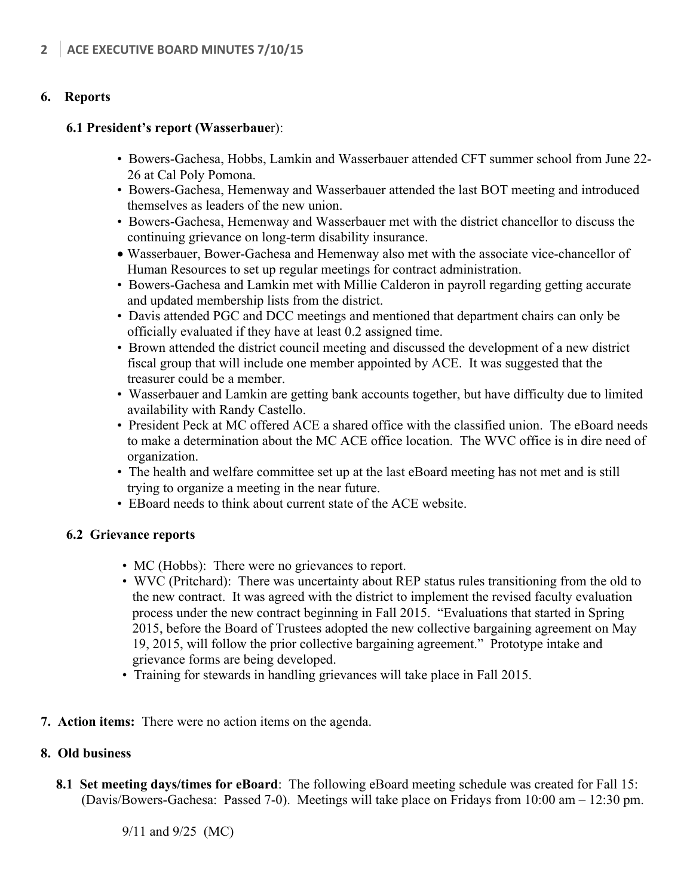## 6. Reports

### 6.1 President's report (Wasserbauer):

- Bowers-Gachesa, Hobbs, Lamkin and Wasserbauer attended CFT summer school from June 22-26 at Cal Poly Pomona.
- Bowers-Gachesa, Hemenway and Wasserbauer attended the last BOT meeting and introduced themselves as leaders of the new union.
- Bowers-Gachesa, Hemenway and Wasserbauer met with the district chancellor to discuss the continuing grievance on long-term disability insurance.
- Wasserbauer, Bower-Gachesa and Hemenway also met with the associate vice-chancellor of Human Resources to set up regular meetings for contract administration.
- Bowers-Gachesa and Lamkin met with Millie Calderon in payroll regarding getting accurate and updated membership lists from the district.
- Davis attended PGC and DCC meetings and mentioned that department chairs can only be officially evaluated if they have at least 0.2 assigned time.
- Brown attended the district council meeting and discussed the development of a new district fiscal group that will include one member appointed by ACE. It was suggested that the treasurer could be a member.
- Wasserbauer and Lamkin are getting bank accounts together, but have difficulty due to limited availability with Randy Castello.
- President Peck at MC offered ACE a shared office with the classified union. The eBoard needs to make a determination about the MC ACE office location. The WVC office is in dire need of organization.
- The health and welfare committee set up at the last eBoard meeting has not met and is still trying to organize a meeting in the near future.
- EBoard needs to think about current state of the ACE website.

### 6.2 Grievance reports

- MC (Hobbs): There were no grievances to report.
- WVC (Pritchard): There was uncertainty about REP status rules transitioning from the old to the new contract. It was agreed with the district to implement the revised faculty evaluation process under the new contract beginning in Fall 2015. "Evaluations that started in Spring 2015, before the Board of Trustees adopted the new collective bargaining agreement on May 19, 2015, will follow the prior collective bargaining agreement." Prototype intake and grievance forms are being developed.
- Training for stewards in handling grievances will take place in Fall 2015.

## 7. Action items: There were no action items on the agenda.

## 8. Old business

**8.1 Set meeting days/times for eBoard**: The following eBoard meeting schedule was created for Fall 15: (Davis/Bowers-Gachesa: Passed 7-0). Meetings will take place on Fridays from 10:00 am – 12:30 pm.

9/11 and 9/25 (MC)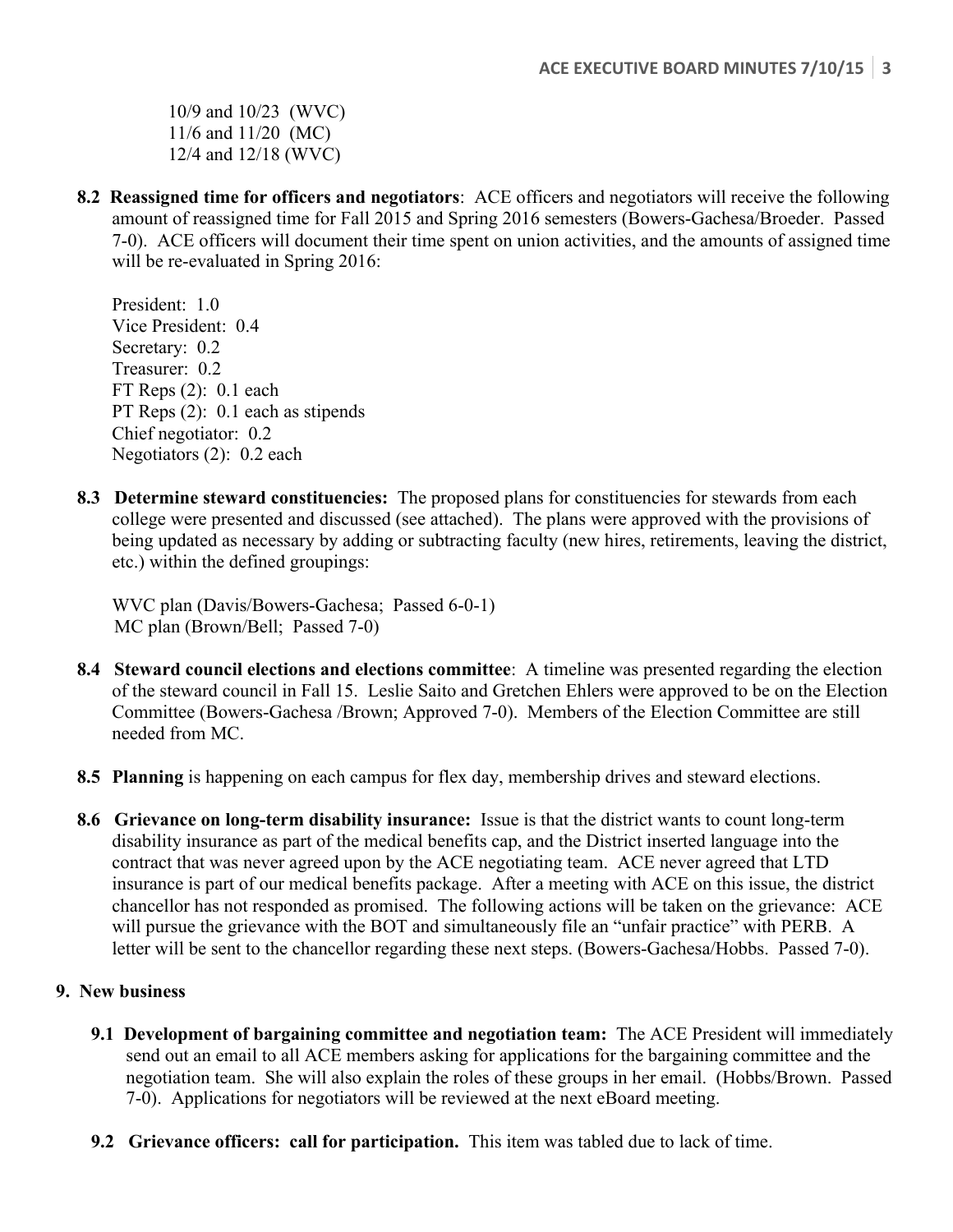10/9 and 10/23 (WVC)
11/6 and 11/20 (MC)
12/4 and 12/18 (WVC)

**8.2 Reassigned time for officers and negotiators**: ACE officers and negotiators will receive the following amount of reassigned time for Fall 2015 and Spring 2016 semesters (Bowers-Gachesa/Broeder. Passed 7-0). ACE officers will document their time spent on union activities, and the amounts of assigned time will be re-evaluated in Spring 2016:

President: 1.0
Vice President: 0.4
Secretary: 0.2
Treasurer: 0.2
FT Reps (2): 0.1 each
PT Reps (2): 0.1 each as stipends
Chief negotiator: 0.2
Negotiators (2): 0.2 each

**8.3 Determine steward constituencies:** The proposed plans for constituencies for stewards from each college were presented and discussed (see attached). The plans were approved with the provisions of being updated as necessary by adding or subtracting faculty (new hires, retirements, leaving the district, etc.) within the defined groupings:

WVC plan (Davis/Bowers-Gachesa; Passed 6-0-1)
MC plan (Brown/Bell; Passed 7-0)

**8.4 Steward council elections and elections committee**: A timeline was presented regarding the election of the steward council in Fall 15. Leslie Saito and Gretchen Ehlers were approved to be on the Election Committee (Bowers-Gachesa /Brown; Approved 7-0). Members of the Election Committee are still needed from MC.

**8.5 Planning** is happening on each campus for flex day, membership drives and steward elections.

**8.6 Grievance on long-term disability insurance:** Issue is that the district wants to count long-term disability insurance as part of the medical benefits cap, and the District inserted language into the contract that was never agreed upon by the ACE negotiating team. ACE never agreed that LTD insurance is part of our medical benefits package. After a meeting with ACE on this issue, the district chancellor has not responded as promised. The following actions will be taken on the grievance: ACE will pursue the grievance with the BOT and simultaneously file an "unfair practice" with PERB. A letter will be sent to the chancellor regarding these next steps. (Bowers-Gachesa/Hobbs. Passed 7-0).

## 9. New business

**9.1 Development of bargaining committee and negotiation team:** The ACE President will immediately send out an email to all ACE members asking for applications for the bargaining committee and the negotiation team. She will also explain the roles of these groups in her email. (Hobbs/Brown. Passed 7-0). Applications for negotiators will be reviewed at the next eBoard meeting.

**9.2 Grievance officers: call for participation.** This item was tabled due to lack of time.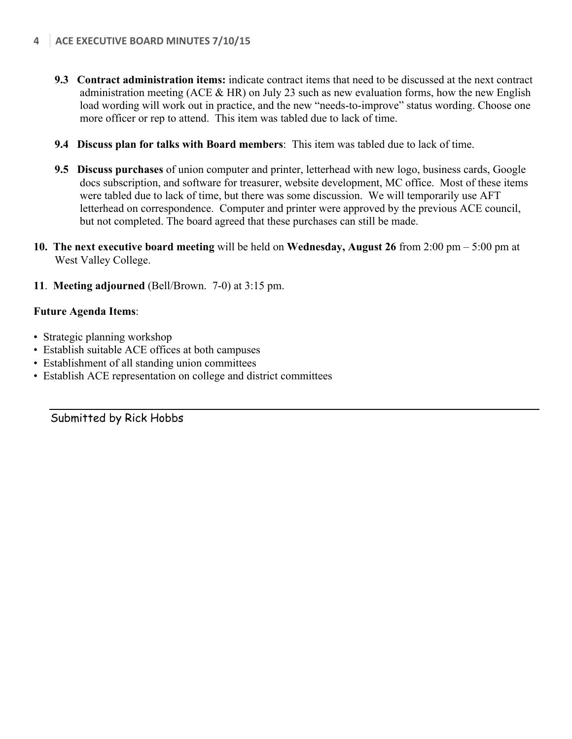**9.3 Contract administration items:** indicate contract items that need to be discussed at the next contract administration meeting (ACE & HR) on July 23 such as new evaluation forms, how the new English load wording will work out in practice, and the new "needs-to-improve" status wording. Choose one more officer or rep to attend. This item was tabled due to lack of time.

**9.4 Discuss plan for talks with Board members**: This item was tabled due to lack of time.

**9.5 Discuss purchases** of union computer and printer, letterhead with new logo, business cards, Google docs subscription, and software for treasurer, website development, MC office. Most of these items were tabled due to lack of time, but there was some discussion. We will temporarily use AFT letterhead on correspondence. Computer and printer were approved by the previous ACE council, but not completed. The board agreed that these purchases can still be made.

**10. The next executive board meeting** will be held on **Wednesday, August 26** from 2:00 pm – 5:00 pm at West Valley College.

**11**. **Meeting adjourned** (Bell/Brown. 7-0) at 3:15 pm.

**Future Agenda Items**:

- Strategic planning workshop
- Establish suitable ACE offices at both campuses
- Establishment of all standing union committees
- Establish ACE representation on college and district committees

---

Submitted by Rick Hobbs